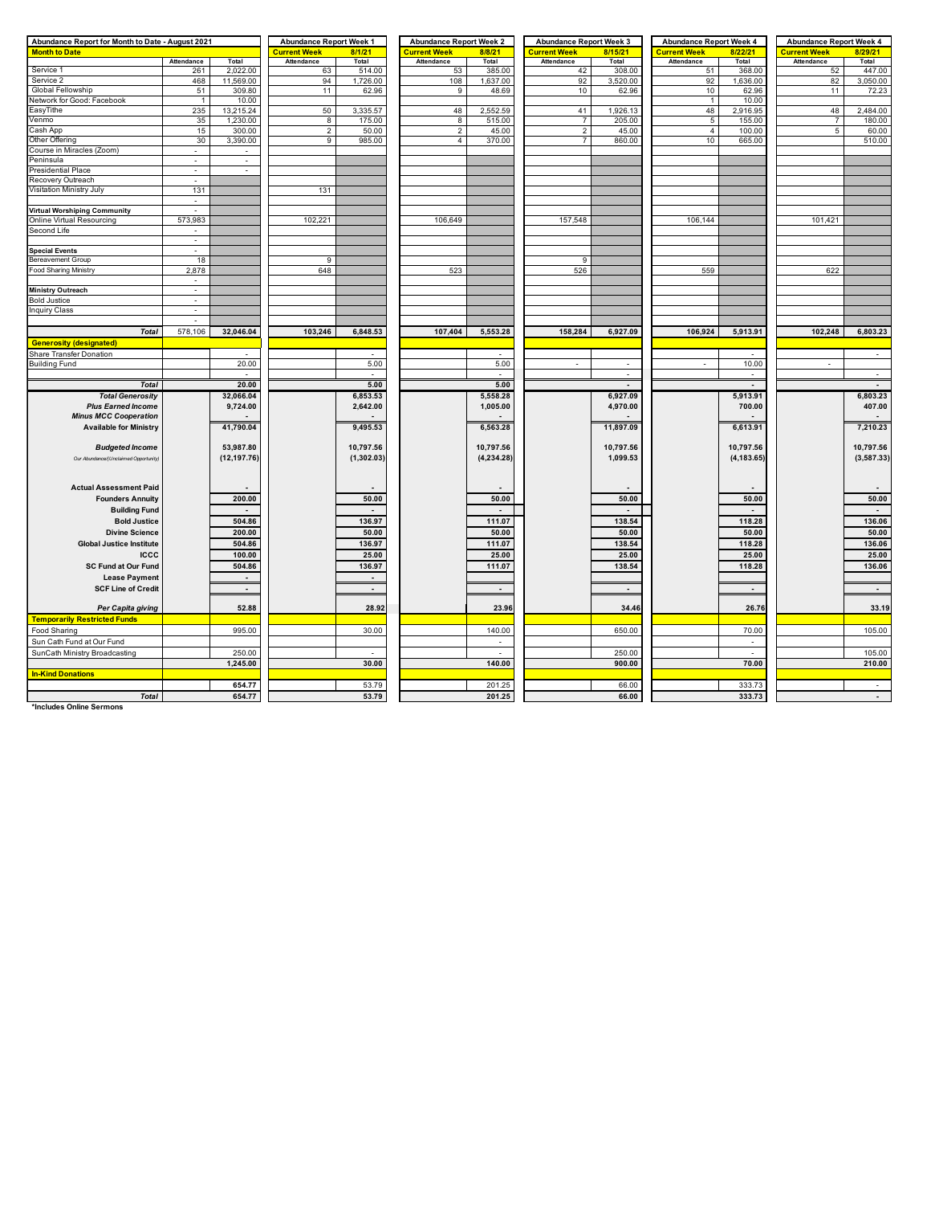| Abundance Report for Month to Date - August 2021 | | | Abundance Report Week 1 | | Abundance Report Week 2 | | Abundance Report Week 3 | | Abundance Report Week 4 | | Abundance Report Week 4 | |
|---|---|---|---|---|---|---|---|---|---|---|
| **Month to Date** | | | Current Week | 8/1/21 | Current Week | 8/8/21 | Current Week | 8/15/21 | Current Week | 8/22/21 | Current Week | 8/29/21 |
| | Attendance | Total | Attendance | Total | Attendance | Total | Attendance | Total | Attendance | Total | Attendance | Total |
| Service 1 | 261 | 2,022.00 | 63 | 514.00 | 53 | 385.00 | 42 | 308.00 | 51 | 368.00 | 52 | 447.00 |
| Service 2 | 468 | 11,569.00 | 94 | 1,726.00 | 108 | 1,637.00 | 92 | 3,520.00 | 92 | 1,636.00 | 82 | 3,050.00 |
| Global Fellowship | 51 | 309.80 | 11 | 62.96 | 9 | 48.69 | 10 | 62.96 | 10 | 62.96 | 11 | 72.23 |
| Network for Good: Facebook | 1 | 10.00 | | | | | | | 1 | 10.00 | | |
| EasyTithe | 235 | 13,215.24 | 50 | 3,335.57 | 48 | 2,552.59 | 41 | 1,926.13 | 48 | 2,916.95 | 48 | 2,484.00 |
| Venmo | 35 | 1,230.00 | 8 | 175.00 | 8 | 515.00 | 7 | 205.00 | 5 | 155.00 | 7 | 180.00 |
| Cash App | 15 | 300.00 | 2 | 50.00 | 2 | 45.00 | 2 | 45.00 | 4 | 100.00 | 5 | 60.00 |
| Other Offering | 30 | 3,390.00 | 9 | 985.00 | 4 | 370.00 | 7 | 860.00 | 10 | 665.00 | | 510.00 |
| Course in Miracles (Zoom) | - | - | | | | | | | | | | |
| Peninsula | - | - | | | | | | | | | | |
| Presidential Place | - | - | | | | | | | | | | |
| Recovery Outreach | - | | | | | | | | | | | |
| Visitation Ministry July | 131 | | 131 | | | | | | | | | |
| | - | | | | | | | | | | | |
| **Virtual Worshiping Community** | - | | | | | | | | | | | |
| Online Virtual Resourcing | 573,983 | | 102,221 | | 106,649 | | 157,548 | | 106,144 | | 101,421 | |
| Second Life | - | | | | | | | | | | | |
| | - | | | | | | | | | | | |
| **Special Events** | - | | | | | | | | | | | |
| Bereavement Group | 18 | | 9 | | | | 9 | | | | | |
| Food Sharing Ministry | 2,878 | | 648 | | 523 | | 526 | | 559 | | 622 | |
| | - | | | | | | | | | | | |
| **Ministry Outreach** | - | | | | | | | | | | | |
| Bold Justice | - | | | | | | | | | | | |
| Inquiry Class | - | | | | | | | | | | | |
| | - | | | | | | | | | | | |
| ***Total*** | 578,106 | 32,046.04 | 103,246 | 6,848.53 | 107,404 | 5,553.28 | 158,284 | 6,927.09 | 106,924 | 5,913.91 | 102,248 | 6,803.23 |
| **Generosity (designated)** | | | | | | | | | | | | |
| Share Transfer Donation | | - | | - | | - | | | | - | | - |
| Building Fund | | 20.00 | | 5.00 | | 5.00 | - | - | - | 10.00 | - | |
| | | - | | - | | - | | - | | - | | - |
| ***Total*** | | 20.00 | | 5.00 | | 5.00 | | - | | - | | - |
| ***Total Generosity*** | | 32,066.04 | | 6,853.53 | | 5,558.28 | | 6,927.09 | | 5,913.91 | | 6,803.23 |
| ***Plus Earned Income*** | | 9,724.00 | | 2,642.00 | | 1,005.00 | | 4,970.00 | | 700.00 | | 407.00 |
| ***Minus MCC Cooperation*** | | - | | - | | - | | - | | - | | - |
| **Available for Ministry** | | 41,790.04 | | 9,495.53 | | 6,563.28 | | 11,897.09 | | 6,613.91 | | 7,210.23 |
| ***Budgeted Income*** | | 53,987.80 | | 10,797.56 | | 10,797.56 | | 10,797.56 | | 10,797.56 | | 10,797.56 |
| *Our Abundance/(Unclaimed Opportunity)* | | (12,197.76) | | (1,302.03) | | (4,234.28) | | 1,099.53 | | (4,183.65) | | (3,587.33) |
| **Actual Assessment Paid** | | - | | - | | - | | - | | - | | - |
| **Founders Annuity** | | 200.00 | | 50.00 | | 50.00 | | 50.00 | | 50.00 | | 50.00 |
| **Building Fund** | | - | | - | | - | | - | | - | | - |
| **Bold Justice** | | 504.86 | | 136.97 | | 111.07 | | 138.54 | | 118.28 | | 136.06 |
| **Divine Science** | | 200.00 | | 50.00 | | 50.00 | | 50.00 | | 50.00 | | 50.00 |
| **Global Justice Institute** | | 504.86 | | 136.97 | | 111.07 | | 138.54 | | 118.28 | | 136.06 |
| **ICCC** | | 100.00 | | 25.00 | | 25.00 | | 25.00 | | 25.00 | | 25.00 |
| **SC Fund at Our Fund** | | 504.86 | | 136.97 | | 111.07 | | 138.54 | | 118.28 | | 136.06 |
| **Lease Payment** | | - | | - | | | | | | | | |
| **SCF Line of Credit** | | - | | - | | - | | - | | - | | - |
| ***Per Capita giving*** | | 52.88 | | 28.92 | | 23.96 | | 34.46 | | 26.76 | | 33.19 |
| **Temporarily Restricted Funds** | | | | | | | | | | | | |
| Food Sharing | | 995.00 | | 30.00 | | 140.00 | | 650.00 | | 70.00 | | 105.00 |
| Sun Cath Fund at Our Fund | | | | | | - | | | | - | | |
| SunCath Ministry Broadcasting | | 250.00 | | - | | - | | 250.00 | | - | | 105.00 |
| | | 1,245.00 | | 30.00 | | 140.00 | | 900.00 | | 70.00 | | 210.00 |
| **In-Kind Donations** | | | | | | | | | | | | |
| | | 654.77 | | 53.79 | | 201.25 | | 66.00 | | 333.73 | | - |
| ***Total*** | | 654.77 | | 53.79 | | 201.25 | | 66.00 | | 333.73 | | - |

**\*Includes Online Sermons**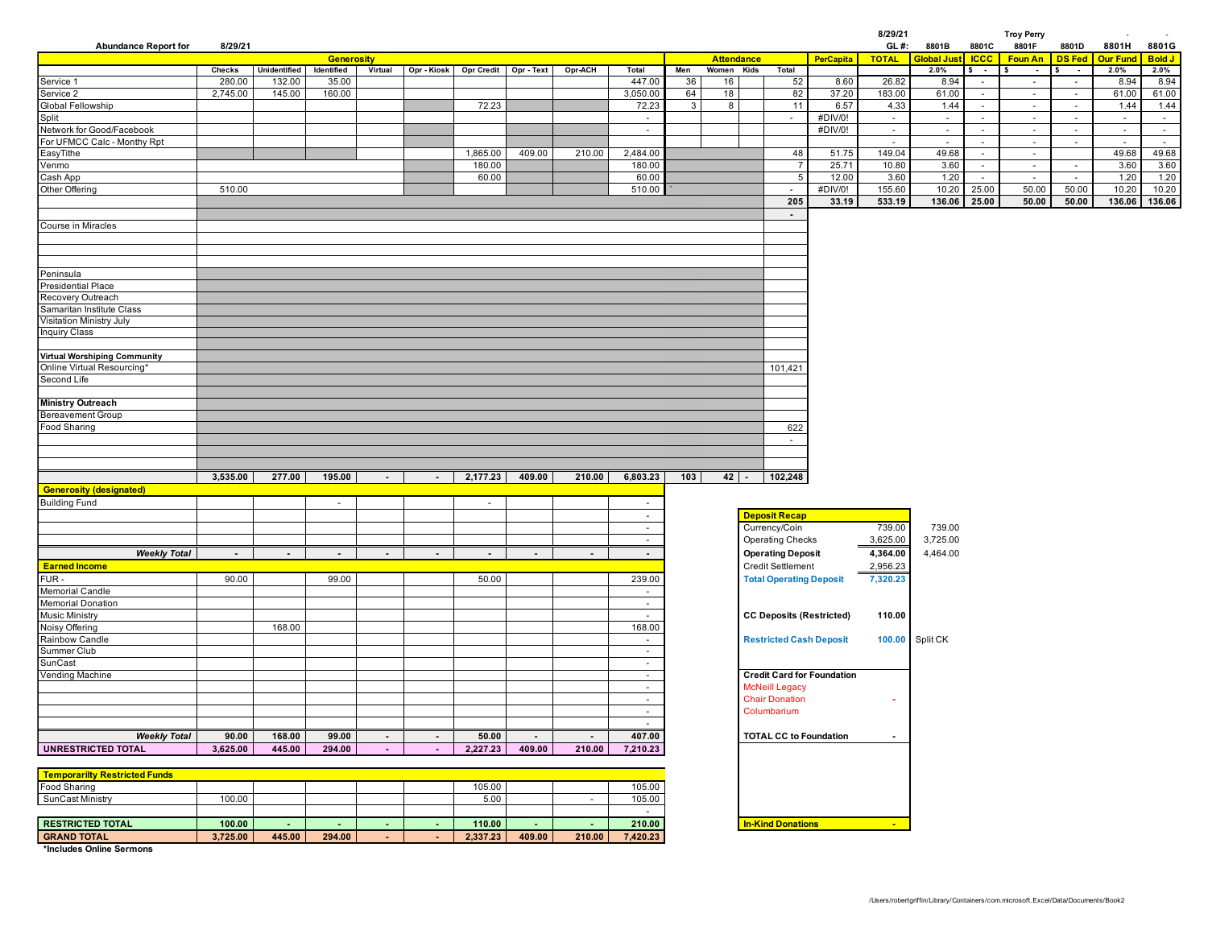**Abundance Report for** 8/29/21

| | Checks | Unidentified | Identified | Virtual | Opr - Kiosk | Opr Credit | Opr - Text | Opr-ACH | Total | Men | Women | Kids | Total | PerCapita | TOTAL | Global Just | ICCC | Foun An | DS Fed | Our Fund | Bold J |
|---|---|---|---|---|---|---|---|---|---|---|---|---|---|---|---|---|---|---|---|---|---|
| | Generosity | | | | | | | | | Attendance | | | | PerCapita | 8/29/21 | | | Troy Perry | | - | - |
| | | | | | | | | | | | | | | | GL #: | 8801B | 8801C | 8801F | 8801D | 8801H | 8801G |
| | | | | | | | | | | | | | | | | 2.0% | $ - | $ - | $ - | 2.0% | 2.0% |
| Service 1 | 280.00 | 132.00 | 35.00 | | | | | | 447.00 | 36 | 16 | | 52 | 8.60 | 26.82 | 8.94 | - | - | - | 8.94 | 8.94 |
| Service 2 | 2,745.00 | 145.00 | 160.00 | | | | | | 3,050.00 | 64 | 18 | | 82 | 37.20 | 183.00 | 61.00 | - | - | - | 61.00 | 61.00 |
| Global Fellowship | | | | | | 72.23 | | | 72.23 | 3 | 8 | | 11 | 6.57 | 4.33 | 1.44 | - | - | - | 1.44 | 1.44 |
| Split | | | | | | | | | - | | | | - | #DIV/0! | - | - | - | - | - | - | - |
| Network for Good/Facebook | | | | | | | | | - | | | | | #DIV/0! | - | - | - | - | - | - | - |
| For UFMCC Calc - Monthy Rpt | | | | | | | | | | | | | | | - | - | - | - | - | - | - |
| EasyTithe | | | | | | 1,865.00 | 409.00 | 210.00 | 2,484.00 | | | | 48 | 51.75 | 149.04 | 49.68 | - | - | | 49.68 | 49.68 |
| Venmo | | | | | | 180.00 | | | 180.00 | | | | 7 | 25.71 | 10.80 | 3.60 | - | - | - | 3.60 | 3.60 |
| Cash App | | | | | | 60.00 | | | 60.00 | | | | 5 | 12.00 | 3.60 | 1.20 | - | - | - | 1.20 | 1.20 |
| Other Offering | 510.00 | | | | | | | | 510.00 | | | | - | #DIV/0! | 155.60 | 10.20 | 25.00 | 50.00 | 50.00 | 10.20 | 10.20 |
| | | | | | | | | | | | | | **205** | **33.19** | **533.19** | **136.06** | **25.00** | **50.00** | **50.00** | **136.06** | **136.06** |
| | | | | | | | | | | | | | - | | | | | | | | |
| Course in Miracles | | | | | | | | | | | | | | | | | | | | | |
| Peninsula | | | | | | | | | | | | | | | | | | | | | |
| Presidential Place | | | | | | | | | | | | | | | | | | | | | |
| Recovery Outreach | | | | | | | | | | | | | | | | | | | | | |
| Samaritan Institute Class | | | | | | | | | | | | | | | | | | | | | |
| Visitation Ministry July | | | | | | | | | | | | | | | | | | | | | |
| Inquiry Class | | | | | | | | | | | | | | | | | | | | | |
| **Virtual Worshiping Community** | | | | | | | | | | | | | | | | | | | | | |
| Online Virtual Resourcing* | | | | | | | | | | | | | 101,421 | | | | | | | | |
| Second Life | | | | | | | | | | | | | | | | | | | | | |
| **Ministry Outreach** | | | | | | | | | | | | | | | | | | | | | |
| Bereavement Group | | | | | | | | | | | | | | | | | | | | | |
| Food Sharing | | | | | | | | | | | | | 622 | | | | | | | | |
| | | | | | | | | | | | | | - | | | | | | | | |
| | **3,535.00** | **277.00** | **195.00** | **-** | **-** | **2,177.23** | **409.00** | **210.00** | **6,803.23** | **103** | **42** | **-** | **102,248** | | | | | | | | |

| | Checks | Unidentified | Identified | Virtual | Opr - Kiosk | Opr Credit | Opr - Text | Opr-ACH | Total |
|---|---|---|---|---|---|---|---|---|---|
| **Generosity (designated)** | | | | | | | | | |
| Building Fund | | | - | | | - | | | - |
| | | | | | | | | | - |
| | | | | | | | | | - |
| *Weekly Total* | - | - | - | - | - | - | - | - | - |
| **Earned Income** | | | | | | | | | |
| FUR - | 90.00 | | 99.00 | | | 50.00 | | | 239.00 |
| Memorial Candle | | | | | | | | | - |
| Memorial Donation | | | | | | | | | - |
| Music Ministry | | | | | | | | | - |
| Noisy Offering | | 168.00 | | | | | | | 168.00 |
| Rainbow Candle | | | | | | | | | - |
| Summer Club | | | | | | | | | - |
| SunCast | | | | | | | | | - |
| Vending Machine | | | | | | | | | - |
| | | | | | | | | | - |
| | | | | | | | | | - |
| | | | | | | | | | - |
| *Weekly Total* | **90.00** | **168.00** | **99.00** | **-** | **-** | **50.00** | **-** | **-** | **407.00** |
| **UNRESTRICTED TOTAL** | **3,625.00** | **445.00** | **294.00** | **-** | **-** | **2,227.23** | **409.00** | **210.00** | **7,210.23** |
| **Temporarilty Restricted Funds** | | | | | | | | | |
| Food Sharing | | | | | | 105.00 | | | 105.00 |
| SunCast Ministry | 100.00 | | | | | 5.00 | | - | 105.00 |
| | | | | | | | | | - |
| **RESTRICTED TOTAL** | **100.00** | **-** | **-** | **-** | **-** | **110.00** | **-** | **-** | **210.00** |
| **GRAND TOTAL** | **3,725.00** | **445.00** | **294.00** | **-** | **-** | **2,337.23** | **409.00** | **210.00** | **7,420.23** |

***Includes Online Sermons**

| **Deposit Recap** | | | |
|---|---|---|---|
| Currency/Coin | 739.00 | 739.00 |
| Operating Checks | 3,625.00 | 3,725.00 |
| **Operating Deposit** | **4,364.00** | 4,464.00 |
| Credit Settlement | 2,956.23 | |
| **Total Operating Deposit** | **7,320.23** | |
| **CC Deposits (Restricted)** | **110.00** | |
| **Restricted Cash Deposit** | **100.00** | Split CK |
| **Credit Card for Foundation** | | |
| McNeill Legacy | | |
| Chair Donation | - | |
| Columbarium | | |
| **TOTAL CC to Foundation** | **-** | |
| **In-Kind Donations** | - | |